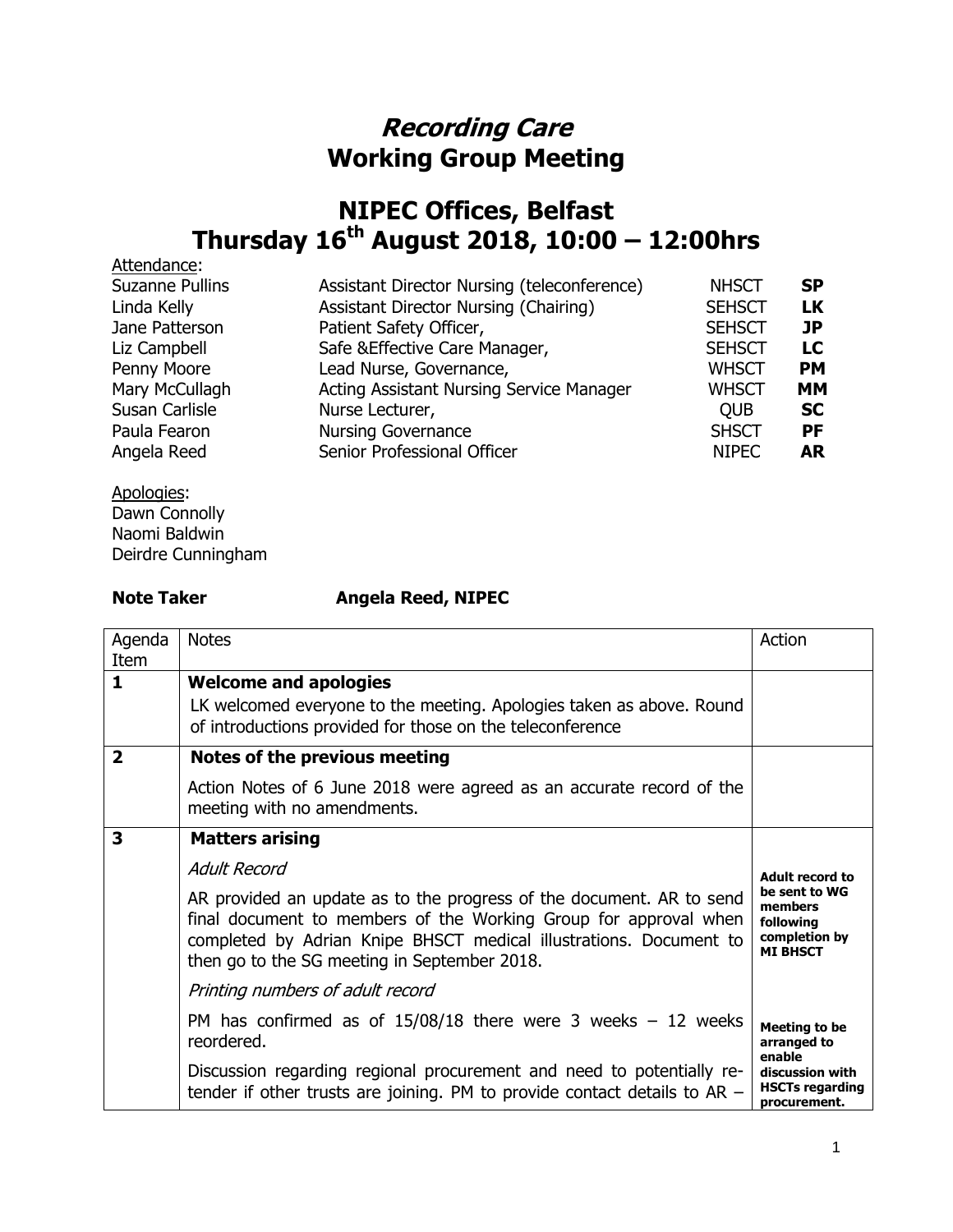# *Recording Care*
# Working Group Meeting

## NIPEC Offices, Belfast
## Thursday 16th August 2018, 10:00 – 12:00hrs

Attendance:

| | | | |
|---|---|---|---|
| Suzanne Pullins | Assistant Director Nursing (teleconference) | NHSCT | **SP** |
| Linda Kelly | Assistant Director Nursing (Chairing) | SEHSCT | **LK** |
| Jane Patterson | Patient Safety Officer, | SEHSCT | **JP** |
| Liz Campbell | Safe &Effective Care Manager, | SEHSCT | **LC** |
| Penny Moore | Lead Nurse, Governance, | WHSCT | **PM** |
| Mary McCullagh | Acting Assistant Nursing Service Manager | WHSCT | **MM** |
| Susan Carlisle | Nurse Lecturer, | QUB | **SC** |
| Paula Fearon | Nursing Governance | SHSCT | **PF** |
| Angela Reed | Senior Professional Officer | NIPEC | **AR** |

Apologies:
Dawn Connolly
Naomi Baldwin
Deirdre Cunningham

**Note Taker** **Angela Reed, NIPEC**

| Agenda Item | Notes | Action |
|---|---|---|
| **1** | **Welcome and apologies**<br>LK welcomed everyone to the meeting. Apologies taken as above. Round of introductions provided for those on the teleconference | |
| **2** | **Notes of the previous meeting**<br>Action Notes of 6 June 2018 were agreed as an accurate record of the meeting with no amendments. | |
| **3** | **Matters arising**<br>*Adult Record*<br>AR provided an update as to the progress of the document. AR to send final document to members of the Working Group for approval when completed by Adrian Knipe BHSCT medical illustrations. Document to then go to the SG meeting in September 2018. | **Adult record to be sent to WG members following completion by MI BHSCT** |
| | *Printing numbers of adult record*<br>PM has confirmed as of 15/08/18 there were 3 weeks – 12 weeks reordered.<br>Discussion regarding regional procurement and need to potentially re-tender if other trusts are joining. PM to provide contact details to AR – | **Meeting to be arranged to enable discussion with HSCTs regarding procurement.** |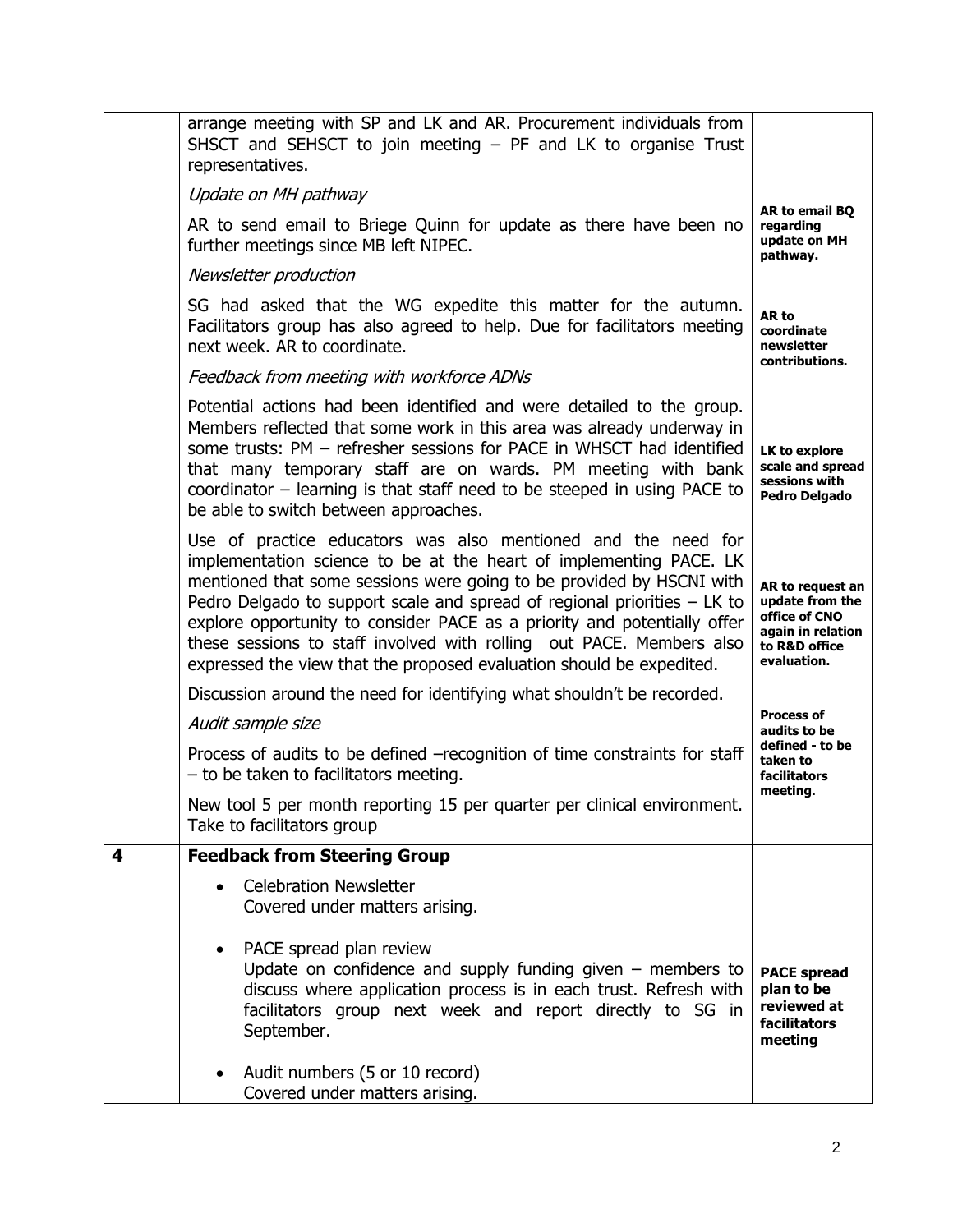| | | |
|---|---|---|
| | arrange meeting with SP and LK and AR. Procurement individuals from SHSCT and SEHSCT to join meeting – PF and LK to organise Trust representatives. | |
| | *Update on MH pathway*<br><br>AR to send email to Briege Quinn for update as there have been no further meetings since MB left NIPEC. | **AR to email BQ regarding update on MH pathway.** |
| | *Newsletter production*<br><br>SG had asked that the WG expedite this matter for the autumn. Facilitators group has also agreed to help. Due for facilitators meeting next week. AR to coordinate. | **AR to coordinate newsletter contributions.** |
| | *Feedback from meeting with workforce ADNs*<br><br>Potential actions had been identified and were detailed to the group. Members reflected that some work in this area was already underway in some trusts: PM – refresher sessions for PACE in WHSCT had identified that many temporary staff are on wards. PM meeting with bank coordinator – learning is that staff need to be steeped in using PACE to be able to switch between approaches. | **LK to explore scale and spread sessions with Pedro Delgado** |
| | Use of practice educators was also mentioned and the need for implementation science to be at the heart of implementing PACE. LK mentioned that some sessions were going to be provided by HSCNI with Pedro Delgado to support scale and spread of regional priorities – LK to explore opportunity to consider PACE as a priority and potentially offer these sessions to staff involved with rolling out PACE. Members also expressed the view that the proposed evaluation should be expedited. | **AR to request an update from the office of CNO again in relation to R&D office evaluation.** |
| | Discussion around the need for identifying what shouldn't be recorded.<br><br>*Audit sample size*<br><br>Process of audits to be defined –recognition of time constraints for staff – to be taken to facilitators meeting.<br><br>New tool 5 per month reporting 15 per quarter per clinical environment. Take to facilitators group | **Process of audits to be defined - to be taken to facilitators meeting.** |
| **4** | **Feedback from Steering Group**<br><br>• Celebration Newsletter<br>Covered under matters arising.<br><br>• PACE spread plan review<br>Update on confidence and supply funding given – members to discuss where application process is in each trust. Refresh with facilitators group next week and report directly to SG in September.<br><br>• Audit numbers (5 or 10 record)<br>Covered under matters arising. | **PACE spread plan to be reviewed at facilitators meeting** |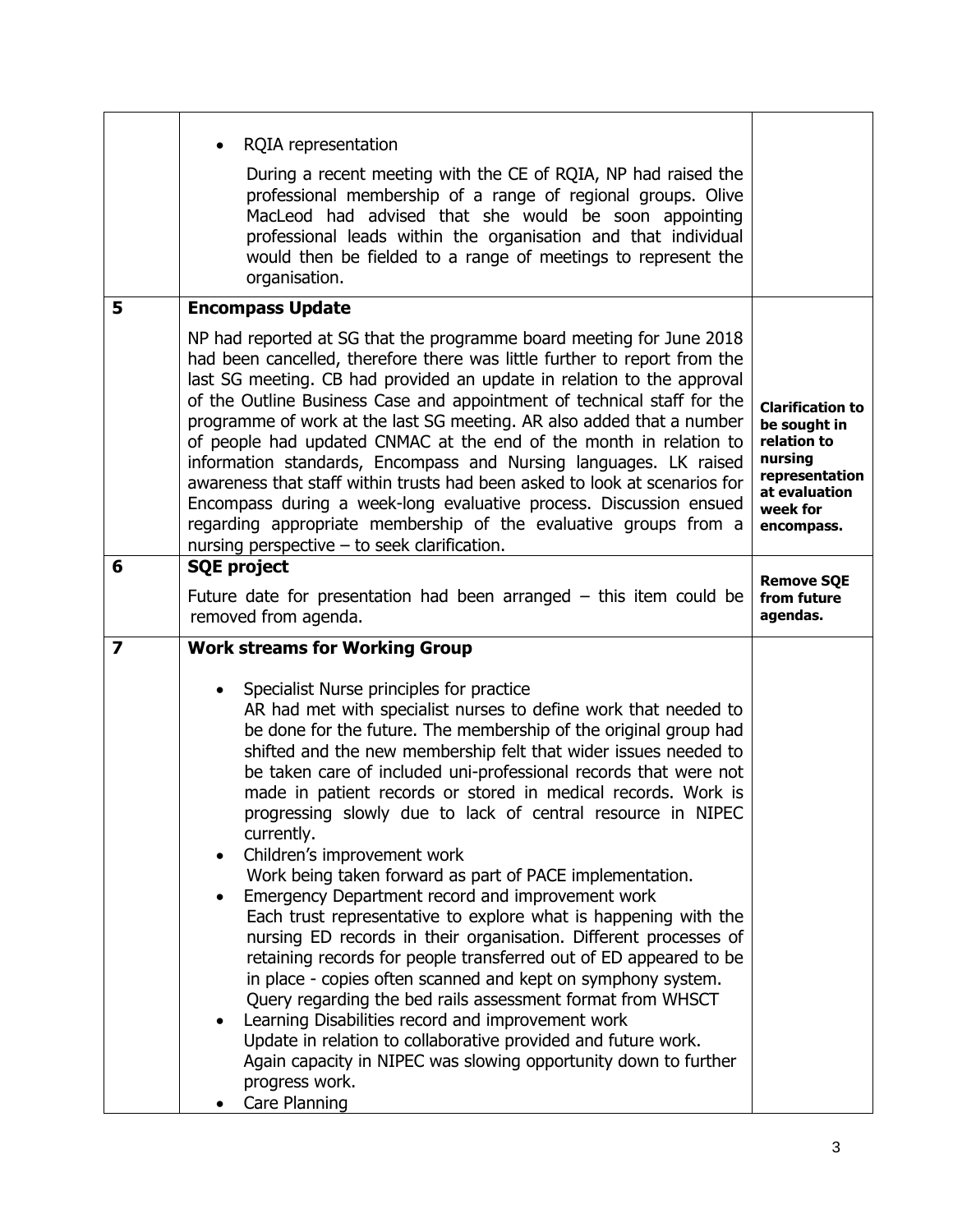| | | |
|---|---|---|
| | • RQIA representation<br><br>During a recent meeting with the CE of RQIA, NP had raised the professional membership of a range of regional groups. Olive MacLeod had advised that she would be soon appointing professional leads within the organisation and that individual would then be fielded to a range of meetings to represent the organisation. | |
| **5** | **Encompass Update**<br><br>NP had reported at SG that the programme board meeting for June 2018 had been cancelled, therefore there was little further to report from the last SG meeting. CB had provided an update in relation to the approval of the Outline Business Case and appointment of technical staff for the programme of work at the last SG meeting. AR also added that a number of people had updated CNMAC at the end of the month in relation to information standards, Encompass and Nursing languages. LK raised awareness that staff within trusts had been asked to look at scenarios for Encompass during a week-long evaluative process. Discussion ensued regarding appropriate membership of the evaluative groups from a nursing perspective – to seek clarification. | **Clarification to be sought in relation to nursing representation at evaluation week for encompass.** |
| **6** | **SQE project**<br><br>Future date for presentation had been arranged – this item could be removed from agenda. | **Remove SQE from future agendas.** |
| **7** | **Work streams for Working Group**<br><br>• Specialist Nurse principles for practice<br>AR had met with specialist nurses to define work that needed to be done for the future. The membership of the original group had shifted and the new membership felt that wider issues needed to be taken care of included uni-professional records that were not made in patient records or stored in medical records. Work is progressing slowly due to lack of central resource in NIPEC currently.<br>• Children's improvement work<br>Work being taken forward as part of PACE implementation.<br>• Emergency Department record and improvement work<br>Each trust representative to explore what is happening with the nursing ED records in their organisation. Different processes of retaining records for people transferred out of ED appeared to be in place - copies often scanned and kept on symphony system. Query regarding the bed rails assessment format from WHSCT<br>• Learning Disabilities record and improvement work<br>Update in relation to collaborative provided and future work. Again capacity in NIPEC was slowing opportunity down to further progress work.<br>• Care Planning | |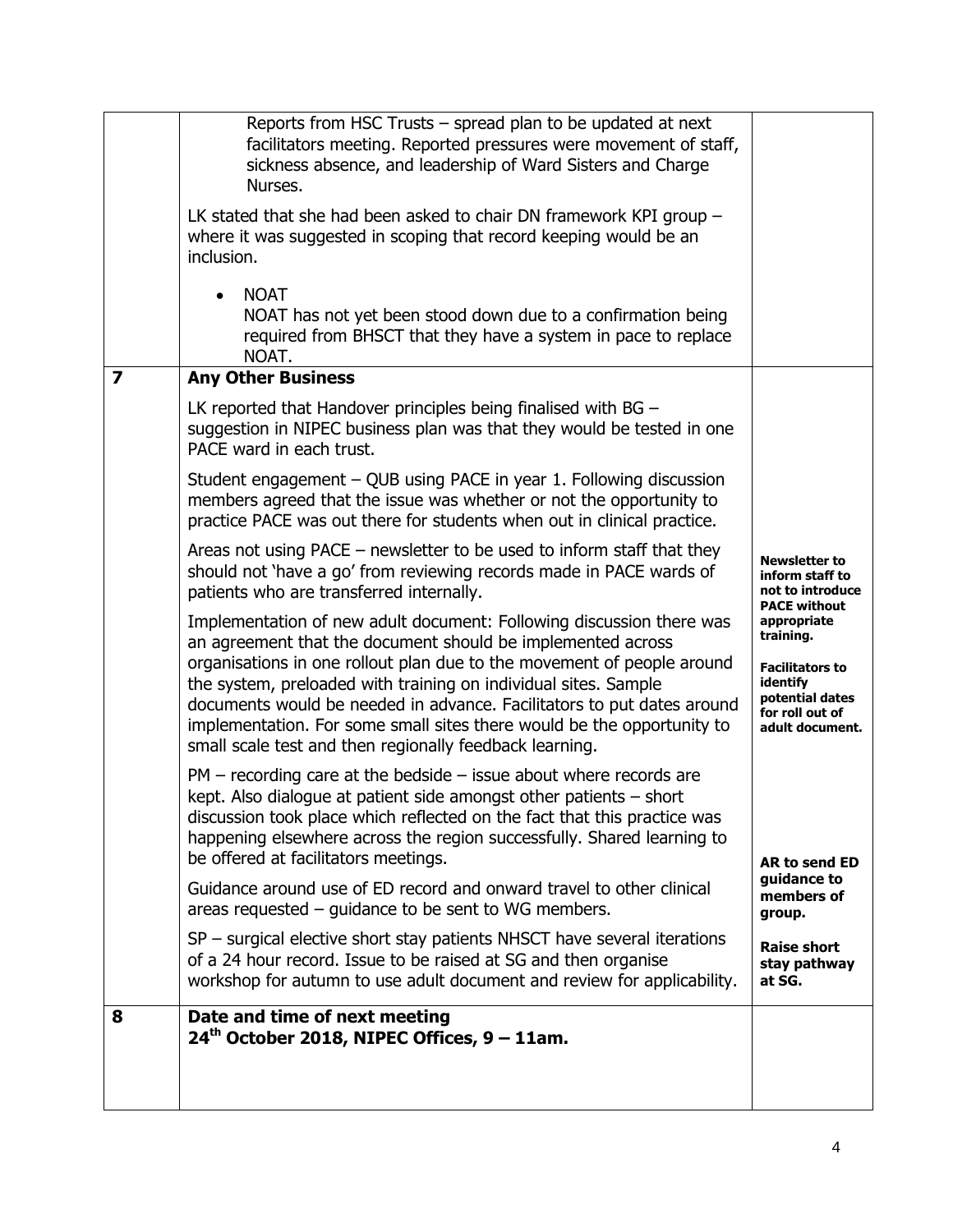| | | |
|---|---|---|
| | Reports from HSC Trusts – spread plan to be updated at next facilitators meeting. Reported pressures were movement of staff, sickness absence, and leadership of Ward Sisters and Charge Nurses.<br><br>LK stated that she had been asked to chair DN framework KPI group – where it was suggested in scoping that record keeping would be an inclusion.<br><br>• NOAT<br>NOAT has not yet been stood down due to a confirmation being required from BHSCT that they have a system in pace to replace NOAT. | |
| **7** | **Any Other Business**<br><br>LK reported that Handover principles being finalised with BG – suggestion in NIPEC business plan was that they would be tested in one PACE ward in each trust.<br><br>Student engagement – QUB using PACE in year 1. Following discussion members agreed that the issue was whether or not the opportunity to practice PACE was out there for students when out in clinical practice.<br><br>Areas not using PACE – newsletter to be used to inform staff that they should not 'have a go' from reviewing records made in PACE wards of patients who are transferred internally.<br><br>Implementation of new adult document: Following discussion there was an agreement that the document should be implemented across organisations in one rollout plan due to the movement of people around the system, preloaded with training on individual sites. Sample documents would be needed in advance. Facilitators to put dates around implementation. For some small sites there would be the opportunity to small scale test and then regionally feedback learning.<br><br>PM – recording care at the bedside – issue about where records are kept. Also dialogue at patient side amongst other patients – short discussion took place which reflected on the fact that this practice was happening elsewhere across the region successfully. Shared learning to be offered at facilitators meetings.<br><br>Guidance around use of ED record and onward travel to other clinical areas requested – guidance to be sent to WG members.<br><br>SP – surgical elective short stay patients NHSCT have several iterations of a 24 hour record. Issue to be raised at SG and then organise workshop for autumn to use adult document and review for applicability. | **Newsletter to inform staff to not to introduce PACE without appropriate training.**<br><br>**Facilitators to identify potential dates for roll out of adult document.**<br><br>**AR to send ED guidance to members of group.**<br><br>**Raise short stay pathway at SG.** |
| **8** | **Date and time of next meeting**<br>**24th October 2018, NIPEC Offices, 9 – 11am.** | |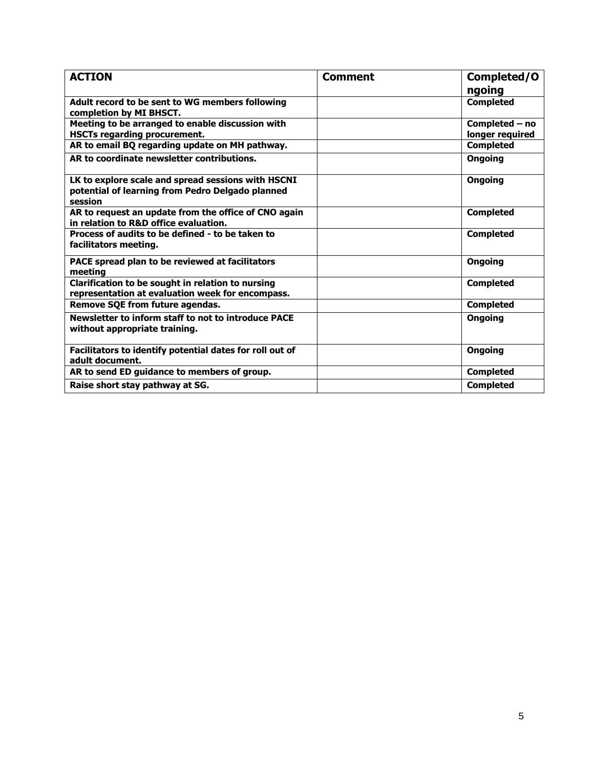| ACTION | Comment | Completed/Ongoing |
| --- | --- | --- |
| **Adult record to be sent to WG members following completion by MI BHSCT.** | | **Completed** |
| **Meeting to be arranged to enable discussion with HSCTs regarding procurement.** | | **Completed – no longer required** |
| **AR to email BQ regarding update on MH pathway.** | | **Completed** |
| **AR to coordinate newsletter contributions.** | | **Ongoing** |
| **LK to explore scale and spread sessions with HSCNI potential of learning from Pedro Delgado planned session** | | **Ongoing** |
| **AR to request an update from the office of CNO again in relation to R&D office evaluation.** | | **Completed** |
| **Process of audits to be defined - to be taken to facilitators meeting.** | | **Completed** |
| **PACE spread plan to be reviewed at facilitators meeting** | | **Ongoing** |
| **Clarification to be sought in relation to nursing representation at evaluation week for encompass.** | | **Completed** |
| **Remove SQE from future agendas.** | | **Completed** |
| **Newsletter to inform staff to not to introduce PACE without appropriate training.** | | **Ongoing** |
| **Facilitators to identify potential dates for roll out of adult document.** | | **Ongoing** |
| **AR to send ED guidance to members of group.** | | **Completed** |
| **Raise short stay pathway at SG.** | | **Completed** |